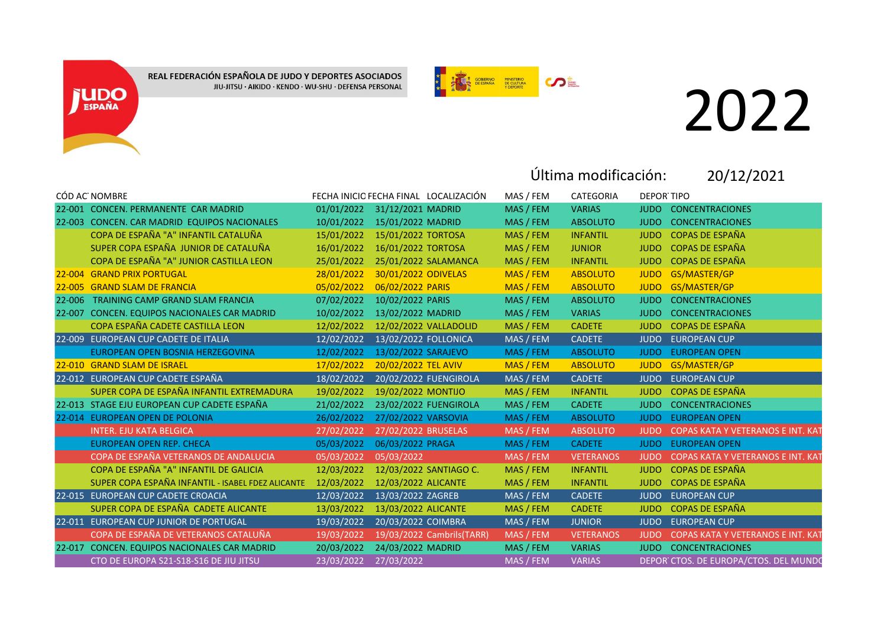REAL FEDERACIÓN ESPAÑOLA DE JUDO Y DEPORTES ASOCIADOS

JIU-JITSU · AIKIDO · KENDO · WU-SHU · DEFENSA PERSONAL

# 2022

Última modificación: 20/12/2021

| CÓD AC | NOMBRE | FECHA INICIO | FECHA FINAL | LOCALIZACIÓN | MAS / FEM | CATEGORIA | DEPOR | TIPO |
|---|---|---|---|---|---|---|---|---|
| 22-001 | CONCEN. PERMANENTE CAR MADRID | 01/01/2022 | 31/12/2021 | MADRID | MAS / FEM | VARIAS | JUDO | CONCENTRACIONES |
| 22-003 | CONCEN. CAR MADRID EQUIPOS NACIONALES | 10/01/2022 | 15/01/2022 | MADRID | MAS / FEM | ABSOLUTO | JUDO | CONCENTRACIONES |
| | COPA DE ESPAÑA "A" INFANTIL CATALUÑA | 15/01/2022 | 15/01/2022 | TORTOSA | MAS / FEM | INFANTIL | JUDO | COPAS DE ESPAÑA |
| | SUPER COPA ESPAÑA JUNIOR DE CATALUÑA | 16/01/2022 | 16/01/2022 | TORTOSA | MAS / FEM | JUNIOR | JUDO | COPAS DE ESPAÑA |
| | COPA DE ESPAÑA "A" JUNIOR CASTILLA LEON | 25/01/2022 | 25/01/2022 | SALAMANCA | MAS / FEM | INFANTIL | JUDO | COPAS DE ESPAÑA |
| 22-004 | GRAND PRIX PORTUGAL | 28/01/2022 | 30/01/2022 | ODIVELAS | MAS / FEM | ABSOLUTO | JUDO | GS/MASTER/GP |
| 22-005 | GRAND SLAM DE FRANCIA | 05/02/2022 | 06/02/2022 | PARIS | MAS / FEM | ABSOLUTO | JUDO | GS/MASTER/GP |
| 22-006 | TRAINING CAMP GRAND SLAM FRANCIA | 07/02/2022 | 10/02/2022 | PARIS | MAS / FEM | ABSOLUTO | JUDO | CONCENTRACIONES |
| 22-007 | CONCEN. EQUIPOS NACIONALES CAR MADRID | 10/02/2022 | 13/02/2022 | MADRID | MAS / FEM | VARIAS | JUDO | CONCENTRACIONES |
| | COPA ESPAÑA CADETE CASTILLA LEON | 12/02/2022 | 12/02/2022 | VALLADOLID | MAS / FEM | CADETE | JUDO | COPAS DE ESPAÑA |
| 22-009 | EUROPEAN CUP CADETE DE ITALIA | 12/02/2022 | 13/02/2022 | FOLLONICA | MAS / FEM | CADETE | JUDO | EUROPEAN CUP |
| | EUROPEAN OPEN BOSNIA HERZEGOVINA | 12/02/2022 | 13/02/2022 | SARAJEVO | MAS / FEM | ABSOLUTO | JUDO | EUROPEAN OPEN |
| 22-010 | GRAND SLAM DE ISRAEL | 17/02/2022 | 20/02/2022 | TEL AVIV | MAS / FEM | ABSOLUTO | JUDO | GS/MASTER/GP |
| 22-012 | EUROPEAN CUP CADETE ESPAÑA | 18/02/2022 | 20/02/2022 | FUENGIROLA | MAS / FEM | CADETE | JUDO | EUROPEAN CUP |
| | SUPER COPA DE ESPAÑA INFANTIL EXTREMADURA | 19/02/2022 | 19/02/2022 | MONTIJO | MAS / FEM | INFANTIL | JUDO | COPAS DE ESPAÑA |
| 22-013 | STAGE EJU EUROPEAN CUP CADETE ESPAÑA | 21/02/2022 | 23/02/2022 | FUENGIROLA | MAS / FEM | CADETE | JUDO | CONCENTRACIONES |
| 22-014 | EUROPEAN OPEN DE POLONIA | 26/02/2022 | 27/02/2022 | VARSOVIA | MAS / FEM | ABSOLUTO | JUDO | EUROPEAN OPEN |
| | INTER. EJU KATA BELGICA | 27/02/2022 | 27/02/2022 | BRUSELAS | MAS / FEM | ABSOLUTO | JUDO | COPAS KATA Y VETERANOS E INT. KAT |
| | EUROPEAN OPEN REP. CHECA | 05/03/2022 | 06/03/2022 | PRAGA | MAS / FEM | CADETE | JUDO | EUROPEAN OPEN |
| | COPA DE ESPAÑA VETERANOS DE ANDALUCIA | 05/03/2022 | 05/03/2022 | | MAS / FEM | VETERANOS | JUDO | COPAS KATA Y VETERANOS E INT. KAT |
| | COPA DE ESPAÑA "A" INFANTIL DE GALICIA | 12/03/2022 | 12/03/2022 | SANTIAGO C. | MAS / FEM | INFANTIL | JUDO | COPAS DE ESPAÑA |
| | SUPER COPA ESPAÑA INFANTIL - ISABEL FDEZ ALICANTE | 12/03/2022 | 12/03/2022 | ALICANTE | MAS / FEM | INFANTIL | JUDO | COPAS DE ESPAÑA |
| 22-015 | EUROPEAN CUP CADETE CROACIA | 12/03/2022 | 13/03/2022 | ZAGREB | MAS / FEM | CADETE | JUDO | EUROPEAN CUP |
| | SUPER COPA DE ESPAÑA CADETE ALICANTE | 13/03/2022 | 13/03/2022 | ALICANTE | MAS / FEM | CADETE | JUDO | COPAS DE ESPAÑA |
| 22-011 | EUROPEAN CUP JUNIOR DE PORTUGAL | 19/03/2022 | 20/03/2022 | COIMBRA | MAS / FEM | JUNIOR | JUDO | EUROPEAN CUP |
| | COPA DE ESPAÑA DE VETERANOS CATALUÑA | 19/03/2022 | 19/03/2022 | Cambrils(TARR) | MAS / FEM | VETERANOS | JUDO | COPAS KATA Y VETERANOS E INT. KAT |
| 22-017 | CONCEN. EQUIPOS NACIONALES CAR MADRID | 20/03/2022 | 24/03/2022 | MADRID | MAS / FEM | VARIAS | JUDO | CONCENTRACIONES |
| | CTO DE EUROPA S21-S18-S16 DE JIU JITSU | 23/03/2022 | 27/03/2022 | | MAS / FEM | VARIAS | DEPOR | CTOS. DE EUROPA/CTOS. DEL MUNDO |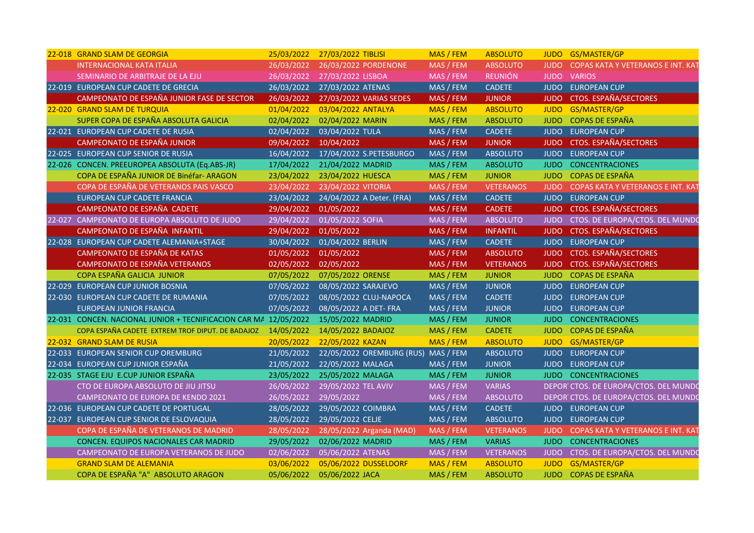| | | | | | | | | |
|---|---|---|---|---|---|---|---|---|
| 22-018 | GRAND SLAM DE GEORGIA | 25/03/2022 | 27/03/2022 | TIBLISI | MAS / FEM | ABSOLUTO | JUDO | GS/MASTER/GP |
| | INTERNACIONAL KATA ITALIA | 26/03/2022 | 26/03/2022 | PORDENONE | MAS / FEM | ABSOLUTO | JUDO | COPAS KATA Y VETERANOS E INT. KAT |
| | SEMINARIO DE ARBITRAJE DE LA EJU | 26/03/2022 | 27/03/2022 | LISBOA | MAS / FEM | REUNIÓN | JUDO | VARIOS |
| 22-019 | EUROPEAN CUP CADETE DE GRECIA | 26/03/2022 | 27/03/2022 | ATENAS | MAS / FEM | CADETE | JUDO | EUROPEAN CUP |
| | CAMPEONATO DE ESPAÑA JUNIOR FASE DE SECTOR | 26/03/2022 | 27/03/2022 | VARIAS SEDES | MAS / FEM | JUNIOR | JUDO | CTOS. ESPAÑA/SECTORES |
| 22-020 | GRAND SLAM DE TURQUIA | 01/04/2022 | 03/04/2022 | ANTALYA | MAS / FEM | ABSOLUTO | JUDO | GS/MASTER/GP |
| | SUPER COPA DE ESPAÑA ABSOLUTA GALICIA | 02/04/2022 | 02/04/2022 | MARIN | MAS / FEM | ABSOLUTO | JUDO | COPAS DE ESPAÑA |
| 22-021 | EUROPEAN CUP CADETE DE RUSIA | 02/04/2022 | 03/04/2022 | TULA | MAS / FEM | CADETE | JUDO | EUROPEAN CUP |
| | CAMPEONATO DE ESPAÑA JUNIOR | 09/04/2022 | 10/04/2022 | | MAS / FEM | JUNIOR | JUDO | CTOS. ESPAÑA/SECTORES |
| 22-025 | EUROPEAN CUP SENIOR DE RUSIA | 16/04/2022 | 17/04/2022 | S.PETESBURGO | MAS / FEM | ABSOLUTO | JUDO | EUROPEAN CUP |
| 22-026 | CONCEN. PREEUROPEA ABSOLUTA (Eq.ABS-JR) | 17/04/2022 | 21/04/2022 | MADRID | MAS / FEM | ABSOLUTO | JUDO | CONCENTRACIONES |
| | COPA DE ESPAÑA JUNIOR DE Binéfar- ARAGON | 23/04/2022 | 23/04/2022 | HUESCA | MAS / FEM | JUNIOR | JUDO | COPAS DE ESPAÑA |
| | COPA DE ESPAÑA DE VETERANOS PAIS VASCO | 23/04/2022 | 23/04/2022 | VITORIA | MAS / FEM | VETERANOS | JUDO | COPAS KATA Y VETERANOS E INT. KAT |
| | EUROPEAN CUP CADETE FRANCIA | 23/04/2022 | 24/04/2022 | A Deter. (FRA) | MAS / FEM | CADETE | JUDO | EUROPEAN CUP |
| | CAMPEONATO DE ESPAÑA CADETE | 29/04/2022 | 01/05/2022 | | MAS / FEM | CADETE | JUDO | CTOS. ESPAÑA/SECTORES |
| 22-027 | CAMPEONATO DE EUROPA ABSOLUTO DE JUDO | 29/04/2022 | 01/05/2022 | SOFIA | MAS / FEM | ABSOLUTO | JUDO | CTOS. DE EUROPA/CTOS. DEL MUNDO |
| | CAMPEONATO DE ESPAÑA INFANTIL | 29/04/2022 | 01/05/2022 | | MAS / FEM | INFANTIL | JUDO | CTOS. ESPAÑA/SECTORES |
| 22-028 | EUROPEAN CUP CADETE ALEMANIA+STAGE | 30/04/2022 | 01/04/2022 | BERLIN | MAS / FEM | CADETE | JUDO | EUROPEAN CUP |
| | CAMPEONATO DE ESPAÑA DE KATAS | 01/05/2022 | 01/05/2022 | | MAS / FEM | ABSOLUTO | JUDO | CTOS. ESPAÑA/SECTORES |
| | CAMPEONATO DE ESPAÑA VETERANOS | 02/05/2022 | 02/05/2022 | | MAS / FEM | VETERANOS | JUDO | CTOS. ESPAÑA/SECTORES |
| | COPA ESPAÑA GALICIA JUNIOR | 07/05/2022 | 07/05/2022 | ORENSE | MAS / FEM | JUNIOR | JUDO | COPAS DE ESPAÑA |
| 22-029 | EUROPEAN CUP JUNIOR BOSNIA | 07/05/2022 | 08/05/2022 | SARAJEVO | MAS / FEM | JUNIOR | JUDO | EUROPEAN CUP |
| 22-030 | EUROPEAN CUP CADETE DE RUMANIA | 07/05/2022 | 08/05/2022 | CLUJ-NAPOCA | MAS / FEM | CADETE | JUDO | EUROPEAN CUP |
| | EUROPEAN JUNIOR FRANCIA | 07/05/2022 | 08/05/2022 | A DET- FRA | MAS / FEM | JUNIOR | JUDO | EUROPEAN CUP |
| 22-031 | CONCEN. NACIONAL JUNIOR + TECNIFICACION CAR MA | 12/05/2022 | 15/05/2022 | MADRID | MAS / FEM | JUNIOR | JUDO | CONCENTRACIONES |
| | COPA ESPAÑA CADETE EXTREM TROF DIPUT. DE BADAJOZ | 14/05/2022 | 14/05/2022 | BADAJOZ | MAS / FEM | CADETE | JUDO | COPAS DE ESPAÑA |
| 22-032 | GRAND SLAM DE RUSIA | 20/05/2022 | 22/05/2022 | KAZAN | MAS / FEM | ABSOLUTO | JUDO | GS/MASTER/GP |
| 22-033 | EUROPEAN SENIOR CUP OREMBURG | 21/05/2022 | 22/05/2022 | OREMBURG (RUS) | MAS / FEM | ABSOLUTO | JUDO | EUROPEAN CUP |
| 22-034 | EUROPEAN CUP JUNIOR ESPAÑA | 21/05/2022 | 22/05/2022 | MALAGA | MAS / FEM | JUNIOR | JUDO | EUROPEAN CUP |
| 22-035 | STAGE EJU E.CUP JUNIOR ESPAÑA | 23/05/2022 | 25/05/2022 | MALAGA | MAS / FEM | JUNIOR | JUDO | CONCENTRACIONES |
| | CTO DE EUROPA ABSOLUTO DE JIU JITSU | 26/05/2022 | 29/05/2022 | TEL AVIV | MAS / FEM | VARIAS | DEPOR | CTOS. DE EUROPA/CTOS. DEL MUNDO |
| | CAMPEONATO DE EUROPA DE KENDO 2021 | 26/05/2022 | 29/05/2022 | | MAS / FEM | ABSOLUTO | DEPOR | CTOS. DE EUROPA/CTOS. DEL MUNDO |
| 22-036 | EUROPEAN CUP CADETE DE PORTUGAL | 28/05/2022 | 29/05/2022 | COIMBRA | MAS / FEM | CADETE | JUDO | EUROPEAN CUP |
| 22-037 | EUROPEAN CUP SENIOR DE ESLOVAQUIA | 28/05/2022 | 29/05/2022 | CELJE | MAS / FEM | ABSOLUTO | JUDO | EUROPEAN CUP |
| | COPA DE ESPAÑA DE VETERANOS DE MADRID | 28/05/2022 | 28/05/2022 | Arganda (MAD) | MAS / FEM | VETERANOS | JUDO | COPAS KATA Y VETERANOS E INT. KAT |
| | CONCEN. EQUIPOS NACIONALES CAR MADRID | 29/05/2022 | 02/06/2022 | MADRID | MAS / FEM | VARIAS | JUDO | CONCENTRACIONES |
| | CAMPEONATO DE EUROPA VETERANOS DE JUDO | 02/06/2022 | 05/06/2022 | ATENAS | MAS / FEM | VETERANOS | JUDO | CTOS. DE EUROPA/CTOS. DEL MUNDO |
| | GRAND SLAM DE ALEMANIA | 03/06/2022 | 05/06/2022 | DUSSELDORF | MAS / FEM | ABSOLUTO | JUDO | GS/MASTER/GP |
| | COPA DE ESPAÑA "A" ABSOLUTO ARAGON | 05/06/2022 | 05/06/2022 | JACA | MAS / FEM | ABSOLUTO | JUDO | COPAS DE ESPAÑA |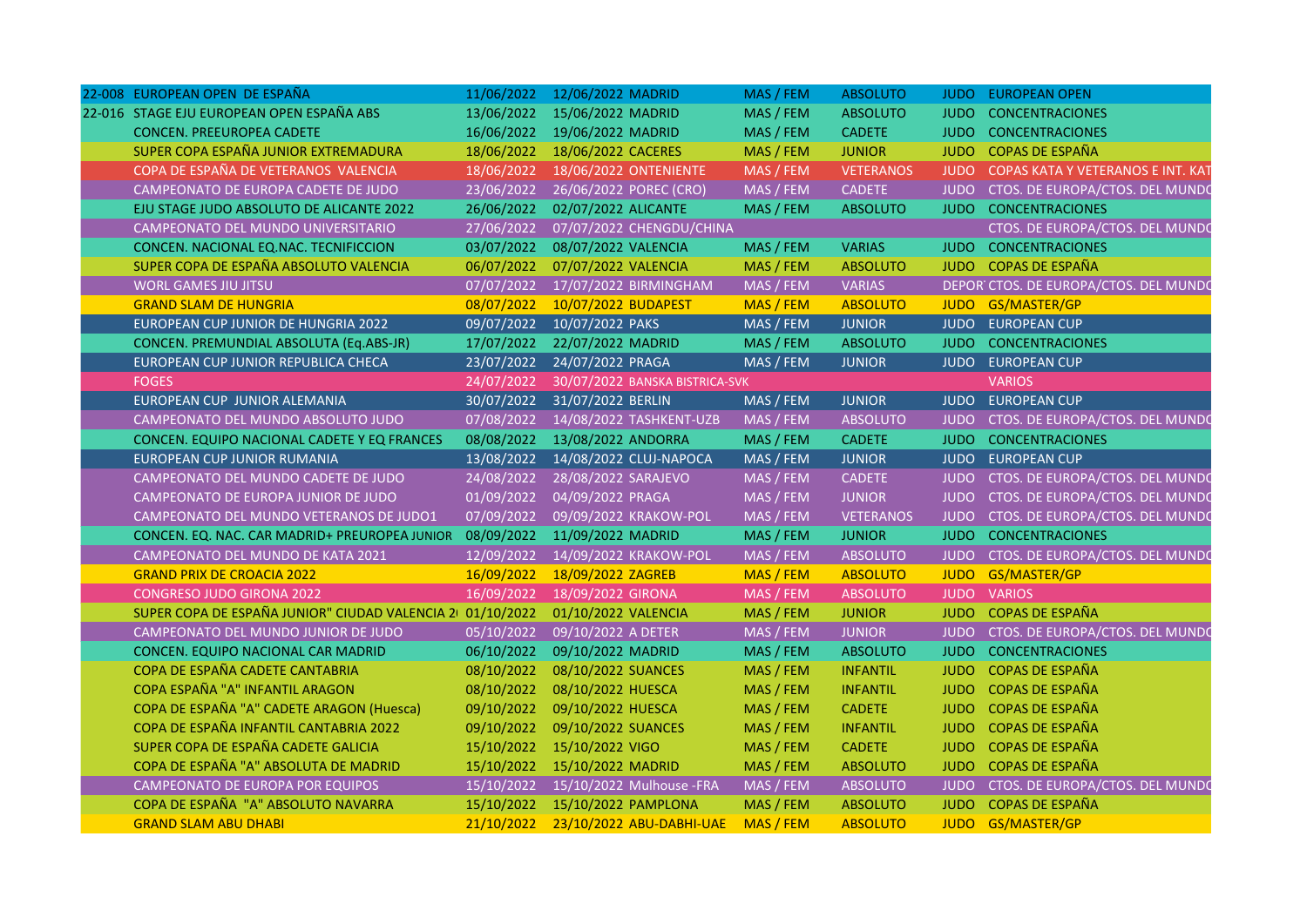| | | | | | | | |
|---|---|---|---|---|---|---|---|
| 22-008 | EUROPEAN OPEN DE ESPAÑA | 11/06/2022 | 12/06/2022 MADRID | MAS / FEM | ABSOLUTO | JUDO | EUROPEAN OPEN |
| 22-016 | STAGE EJU EUROPEAN OPEN ESPAÑA ABS | 13/06/2022 | 15/06/2022 MADRID | MAS / FEM | ABSOLUTO | JUDO | CONCENTRACIONES |
| | CONCEN. PREEUROPEA CADETE | 16/06/2022 | 19/06/2022 MADRID | MAS / FEM | CADETE | JUDO | CONCENTRACIONES |
| | SUPER COPA ESPAÑA JUNIOR EXTREMADURA | 18/06/2022 | 18/06/2022 CACERES | MAS / FEM | JUNIOR | JUDO | COPAS DE ESPAÑA |
| | COPA DE ESPAÑA DE VETERANOS VALENCIA | 18/06/2022 | 18/06/2022 ONTENIENTE | MAS / FEM | VETERANOS | JUDO | COPAS KATA Y VETERANOS E INT. KAT |
| | CAMPEONATO DE EUROPA CADETE DE JUDO | 23/06/2022 | 26/06/2022 POREC (CRO) | MAS / FEM | CADETE | JUDO | CTOS. DE EUROPA/CTOS. DEL MUNDO |
| | EJU STAGE JUDO ABSOLUTO DE ALICANTE 2022 | 26/06/2022 | 02/07/2022 ALICANTE | MAS / FEM | ABSOLUTO | JUDO | CONCENTRACIONES |
| | CAMPEONATO DEL MUNDO UNIVERSITARIO | 27/06/2022 | 07/07/2022 CHENGDU/CHINA | | | | CTOS. DE EUROPA/CTOS. DEL MUNDO |
| | CONCEN. NACIONAL EQ.NAC. TECNIFICCION | 03/07/2022 | 08/07/2022 VALENCIA | MAS / FEM | VARIAS | JUDO | CONCENTRACIONES |
| | SUPER COPA DE ESPAÑA ABSOLUTO VALENCIA | 06/07/2022 | 07/07/2022 VALENCIA | MAS / FEM | ABSOLUTO | JUDO | COPAS DE ESPAÑA |
| | WORL GAMES JIU JITSU | 07/07/2022 | 17/07/2022 BIRMINGHAM | MAS / FEM | VARIAS | DEPOR | CTOS. DE EUROPA/CTOS. DEL MUNDO |
| | GRAND SLAM DE HUNGRIA | 08/07/2022 | 10/07/2022 BUDAPEST | MAS / FEM | ABSOLUTO | JUDO | GS/MASTER/GP |
| | EUROPEAN CUP JUNIOR DE HUNGRIA 2022 | 09/07/2022 | 10/07/2022 PAKS | MAS / FEM | JUNIOR | JUDO | EUROPEAN CUP |
| | CONCEN. PREMUNDIAL ABSOLUTA (Eq.ABS-JR) | 17/07/2022 | 22/07/2022 MADRID | MAS / FEM | ABSOLUTO | JUDO | CONCENTRACIONES |
| | EUROPEAN CUP JUNIOR REPUBLICA CHECA | 23/07/2022 | 24/07/2022 PRAGA | MAS / FEM | JUNIOR | JUDO | EUROPEAN CUP |
| | FOGES | 24/07/2022 | 30/07/2022 BANSKA BISTRICA-SVK | | | | VARIOS |
| | EUROPEAN CUP JUNIOR ALEMANIA | 30/07/2022 | 31/07/2022 BERLIN | MAS / FEM | JUNIOR | JUDO | EUROPEAN CUP |
| | CAMPEONATO DEL MUNDO ABSOLUTO JUDO | 07/08/2022 | 14/08/2022 TASHKENT-UZB | MAS / FEM | ABSOLUTO | JUDO | CTOS. DE EUROPA/CTOS. DEL MUNDO |
| | CONCEN. EQUIPO NACIONAL CADETE Y EQ FRANCES | 08/08/2022 | 13/08/2022 ANDORRA | MAS / FEM | CADETE | JUDO | CONCENTRACIONES |
| | EUROPEAN CUP JUNIOR RUMANIA | 13/08/2022 | 14/08/2022 CLUJ-NAPOCA | MAS / FEM | JUNIOR | JUDO | EUROPEAN CUP |
| | CAMPEONATO DEL MUNDO CADETE DE JUDO | 24/08/2022 | 28/08/2022 SARAJEVO | MAS / FEM | CADETE | JUDO | CTOS. DE EUROPA/CTOS. DEL MUNDO |
| | CAMPEONATO DE EUROPA JUNIOR DE JUDO | 01/09/2022 | 04/09/2022 PRAGA | MAS / FEM | JUNIOR | JUDO | CTOS. DE EUROPA/CTOS. DEL MUNDO |
| | CAMPEONATO DEL MUNDO VETERANOS DE JUDO1 | 07/09/2022 | 09/09/2022 KRAKOW-POL | MAS / FEM | VETERANOS | JUDO | CTOS. DE EUROPA/CTOS. DEL MUNDO |
| | CONCEN. EQ. NAC. CAR MADRID+ PREUROPEA JUNIOR | 08/09/2022 | 11/09/2022 MADRID | MAS / FEM | JUNIOR | JUDO | CONCENTRACIONES |
| | CAMPEONATO DEL MUNDO DE KATA 2021 | 12/09/2022 | 14/09/2022 KRAKOW-POL | MAS / FEM | ABSOLUTO | JUDO | CTOS. DE EUROPA/CTOS. DEL MUNDO |
| | GRAND PRIX DE CROACIA 2022 | 16/09/2022 | 18/09/2022 ZAGREB | MAS / FEM | ABSOLUTO | JUDO | GS/MASTER/GP |
| | CONGRESO JUDO GIRONA 2022 | 16/09/2022 | 18/09/2022 GIRONA | MAS / FEM | ABSOLUTO | JUDO | VARIOS |
| | SUPER COPA DE ESPAÑA JUNIOR" CIUDAD VALENCIA 2( | 01/10/2022 | 01/10/2022 VALENCIA | MAS / FEM | JUNIOR | JUDO | COPAS DE ESPAÑA |
| | CAMPEONATO DEL MUNDO JUNIOR DE JUDO | 05/10/2022 | 09/10/2022 A DETER | MAS / FEM | JUNIOR | JUDO | CTOS. DE EUROPA/CTOS. DEL MUNDO |
| | CONCEN. EQUIPO NACIONAL CAR MADRID | 06/10/2022 | 09/10/2022 MADRID | MAS / FEM | ABSOLUTO | JUDO | CONCENTRACIONES |
| | COPA DE ESPAÑA CADETE CANTABRIA | 08/10/2022 | 08/10/2022 SUANCES | MAS / FEM | INFANTIL | JUDO | COPAS DE ESPAÑA |
| | COPA ESPAÑA "A" INFANTIL ARAGON | 08/10/2022 | 08/10/2022 HUESCA | MAS / FEM | INFANTIL | JUDO | COPAS DE ESPAÑA |
| | COPA DE ESPAÑA "A" CADETE ARAGON (Huesca) | 09/10/2022 | 09/10/2022 HUESCA | MAS / FEM | CADETE | JUDO | COPAS DE ESPAÑA |
| | COPA DE ESPAÑA INFANTIL CANTABRIA 2022 | 09/10/2022 | 09/10/2022 SUANCES | MAS / FEM | INFANTIL | JUDO | COPAS DE ESPAÑA |
| | SUPER COPA DE ESPAÑA CADETE GALICIA | 15/10/2022 | 15/10/2022 VIGO | MAS / FEM | CADETE | JUDO | COPAS DE ESPAÑA |
| | COPA DE ESPAÑA "A" ABSOLUTA DE MADRID | 15/10/2022 | 15/10/2022 MADRID | MAS / FEM | ABSOLUTO | JUDO | COPAS DE ESPAÑA |
| | CAMPEONATO DE EUROPA POR EQUIPOS | 15/10/2022 | 15/10/2022 Mulhouse -FRA | MAS / FEM | ABSOLUTO | JUDO | CTOS. DE EUROPA/CTOS. DEL MUNDO |
| | COPA DE ESPAÑA "A" ABSOLUTO NAVARRA | 15/10/2022 | 15/10/2022 PAMPLONA | MAS / FEM | ABSOLUTO | JUDO | COPAS DE ESPAÑA |
| | GRAND SLAM ABU DHABI | 21/10/2022 | 23/10/2022 ABU-DABHI-UAE | MAS / FEM | ABSOLUTO | JUDO | GS/MASTER/GP |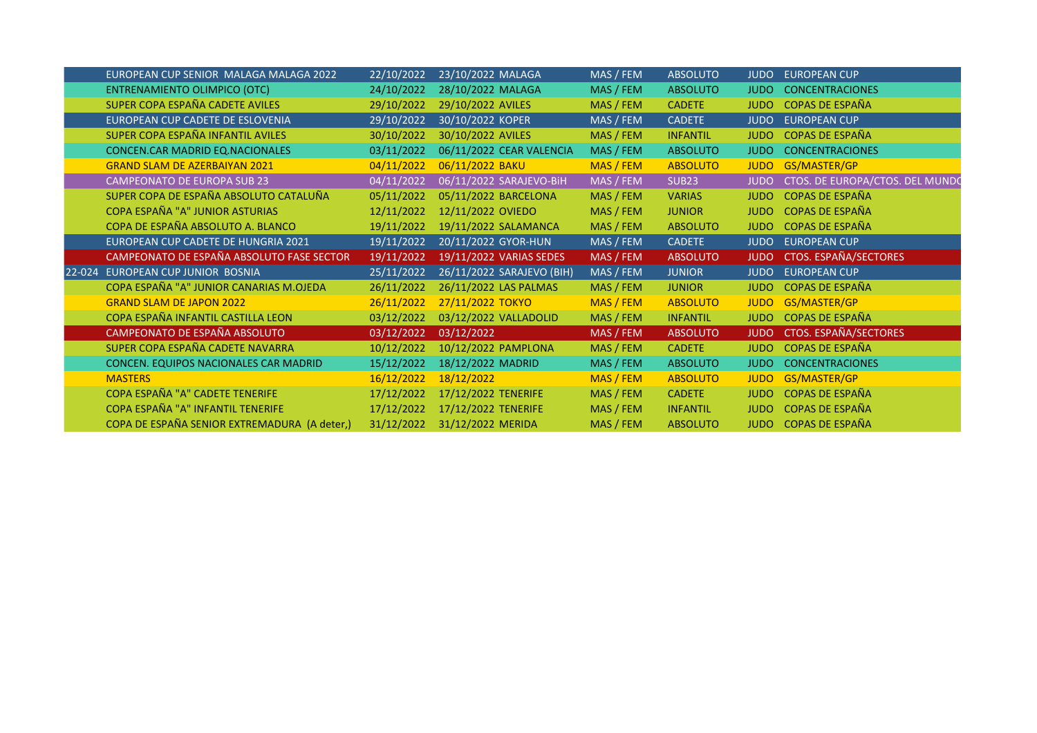| | | | | | | | | |
|---|---|---|---|---|---|---|---|---|
| | EUROPEAN CUP SENIOR MALAGA MALAGA 2022 | 22/10/2022 | 23/10/2022 | MALAGA | MAS / FEM | ABSOLUTO | JUDO | EUROPEAN CUP |
| | ENTRENAMIENTO OLIMPICO (OTC) | 24/10/2022 | 28/10/2022 | MALAGA | MAS / FEM | ABSOLUTO | JUDO | CONCENTRACIONES |
| | SUPER COPA ESPAÑA CADETE AVILES | 29/10/2022 | 29/10/2022 | AVILES | MAS / FEM | CADETE | JUDO | COPAS DE ESPAÑA |
| | EUROPEAN CUP CADETE DE ESLOVENIA | 29/10/2022 | 30/10/2022 | KOPER | MAS / FEM | CADETE | JUDO | EUROPEAN CUP |
| | SUPER COPA ESPAÑA INFANTIL AVILES | 30/10/2022 | 30/10/2022 | AVILES | MAS / FEM | INFANTIL | JUDO | COPAS DE ESPAÑA |
| | CONCEN.CAR MADRID EQ.NACIONALES | 03/11/2022 | 06/11/2022 | CEAR VALENCIA | MAS / FEM | ABSOLUTO | JUDO | CONCENTRACIONES |
| | GRAND SLAM DE AZERBAIYAN 2021 | 04/11/2022 | 06/11/2022 | BAKU | MAS / FEM | ABSOLUTO | JUDO | GS/MASTER/GP |
| | CAMPEONATO DE EUROPA SUB 23 | 04/11/2022 | 06/11/2022 | SARAJEVO-BiH | MAS / FEM | SUB23 | JUDO | CTOS. DE EUROPA/CTOS. DEL MUNDO |
| | SUPER COPA DE ESPAÑA ABSOLUTO CATALUÑA | 05/11/2022 | 05/11/2022 | BARCELONA | MAS / FEM | VARIAS | JUDO | COPAS DE ESPAÑA |
| | COPA ESPAÑA "A" JUNIOR ASTURIAS | 12/11/2022 | 12/11/2022 | OVIEDO | MAS / FEM | JUNIOR | JUDO | COPAS DE ESPAÑA |
| | COPA DE ESPAÑA ABSOLUTO A. BLANCO | 19/11/2022 | 19/11/2022 | SALAMANCA | MAS / FEM | ABSOLUTO | JUDO | COPAS DE ESPAÑA |
| | EUROPEAN CUP CADETE DE HUNGRIA 2021 | 19/11/2022 | 20/11/2022 | GYOR-HUN | MAS / FEM | CADETE | JUDO | EUROPEAN CUP |
| | CAMPEONATO DE ESPAÑA ABSOLUTO FASE SECTOR | 19/11/2022 | 19/11/2022 | VARIAS SEDES | MAS / FEM | ABSOLUTO | JUDO | CTOS. ESPAÑA/SECTORES |
| 22-024 | EUROPEAN CUP JUNIOR BOSNIA | 25/11/2022 | 26/11/2022 | SARAJEVO (BIH) | MAS / FEM | JUNIOR | JUDO | EUROPEAN CUP |
| | COPA ESPAÑA "A" JUNIOR CANARIAS M.OJEDA | 26/11/2022 | 26/11/2022 | LAS PALMAS | MAS / FEM | JUNIOR | JUDO | COPAS DE ESPAÑA |
| | GRAND SLAM DE JAPON 2022 | 26/11/2022 | 27/11/2022 | TOKYO | MAS / FEM | ABSOLUTO | JUDO | GS/MASTER/GP |
| | COPA ESPAÑA INFANTIL CASTILLA LEON | 03/12/2022 | 03/12/2022 | VALLADOLID | MAS / FEM | INFANTIL | JUDO | COPAS DE ESPAÑA |
| | CAMPEONATO DE ESPAÑA ABSOLUTO | 03/12/2022 | 03/12/2022 | | MAS / FEM | ABSOLUTO | JUDO | CTOS. ESPAÑA/SECTORES |
| | SUPER COPA ESPAÑA CADETE NAVARRA | 10/12/2022 | 10/12/2022 | PAMPLONA | MAS / FEM | CADETE | JUDO | COPAS DE ESPAÑA |
| | CONCEN. EQUIPOS NACIONALES CAR MADRID | 15/12/2022 | 18/12/2022 | MADRID | MAS / FEM | ABSOLUTO | JUDO | CONCENTRACIONES |
| | MASTERS | 16/12/2022 | 18/12/2022 | | MAS / FEM | ABSOLUTO | JUDO | GS/MASTER/GP |
| | COPA ESPAÑA "A" CADETE TENERIFE | 17/12/2022 | 17/12/2022 | TENERIFE | MAS / FEM | CADETE | JUDO | COPAS DE ESPAÑA |
| | COPA ESPAÑA "A" INFANTIL TENERIFE | 17/12/2022 | 17/12/2022 | TENERIFE | MAS / FEM | INFANTIL | JUDO | COPAS DE ESPAÑA |
| | COPA DE ESPAÑA SENIOR EXTREMADURA (A deter,) | 31/12/2022 | 31/12/2022 | MERIDA | MAS / FEM | ABSOLUTO | JUDO | COPAS DE ESPAÑA |